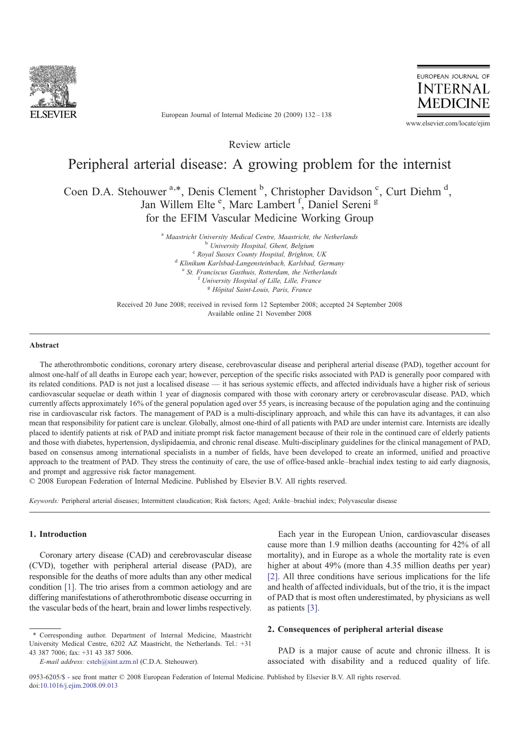Review article

# Peripheral arterial disease: A growing problem for the internist

Coen D.A. Stehouwer [a,*], Denis Clement [b], Christopher Davidson [c], Curt Diehm [d], Jan Willem Elte [e], Marc Lambert [f], Daniel Sereni [g]
for the EFIM Vascular Medicine Working Group

[a] *Maastricht University Medical Centre, Maastricht, the Netherlands*
[b] *University Hospital, Ghent, Belgium*
[c] *Royal Sussex County Hospital, Brighton, UK*
[d] *Klinikum Karlsbad-Langensteinbach, Karlsbad, Germany*
[e] *St. Franciscus Gasthuis, Rotterdam, the Netherlands*
[f] *University Hospital of Lille, Lille, France*
[g] *Hôpital Saint-Louis, Paris, France*

Received 20 June 2008; received in revised form 12 September 2008; accepted 24 September 2008
Available online 21 November 2008

## Abstract

The atherothrombotic conditions, coronary artery disease, cerebrovascular disease and peripheral arterial disease (PAD), together account for almost one-half of all deaths in Europe each year; however, perception of the specific risks associated with PAD is generally poor compared with its related conditions. PAD is not just a localised disease — it has serious systemic effects, and affected individuals have a higher risk of serious cardiovascular sequelae or death within 1 year of diagnosis compared with those with coronary artery or cerebrovascular disease. PAD, which currently affects approximately 16% of the general population aged over 55 years, is increasing because of the population aging and the continuing rise in cardiovascular risk factors. The management of PAD is a multi-disciplinary approach, and while this can have its advantages, it can also mean that responsibility for patient care is unclear. Globally, almost one-third of all patients with PAD are under internist care. Internists are ideally placed to identify patients at risk of PAD and initiate prompt risk factor management because of their role in the continued care of elderly patients and those with diabetes, hypertension, dyslipidaemia, and chronic renal disease. Multi-disciplinary guidelines for the clinical management of PAD, based on consensus among international specialists in a number of fields, have been developed to create an informed, unified and proactive approach to the treatment of PAD. They stress the continuity of care, the use of office-based ankle–brachial index testing to aid early diagnosis, and prompt and aggressive risk factor management.

© 2008 European Federation of Internal Medicine. Published by Elsevier B.V. All rights reserved.

*Keywords:* Peripheral arterial diseases; Intermittent claudication; Risk factors; Aged; Ankle–brachial index; Polyvascular disease

## 1. Introduction

Coronary artery disease (CAD) and cerebrovascular disease (CVD), together with peripheral arterial disease (PAD), are responsible for the deaths of more adults than any other medical condition [1]. The trio arises from a common aetiology and are differing manifestations of atherothrombotic disease occurring in the vascular beds of the heart, brain and lower limbs respectively.

Each year in the European Union, cardiovascular diseases cause more than 1.9 million deaths (accounting for 42% of all mortality), and in Europe as a whole the mortality rate is even higher at about 49% (more than 4.35 million deaths per year) [2]. All three conditions have serious implications for the life and health of affected individuals, but of the trio, it is the impact of PAD that is most often underestimated, by physicians as well as patients [3].

## 2. Consequences of peripheral arterial disease

PAD is a major cause of acute and chronic illness. It is associated with disability and a reduced quality of life.

* Corresponding author. Department of Internal Medicine, Maastricht University Medical Centre, 6202 AZ Maastricht, the Netherlands. Tel.: +31 43 387 7006; fax: +31 43 387 5006.
*E-mail address:* csteh@sint.azm.nl (C.D.A. Stehouwer).

0953-6205/$ - see front matter © 2008 European Federation of Internal Medicine. Published by Elsevier B.V. All rights reserved.
doi:10.1016/j.ejim.2008.09.013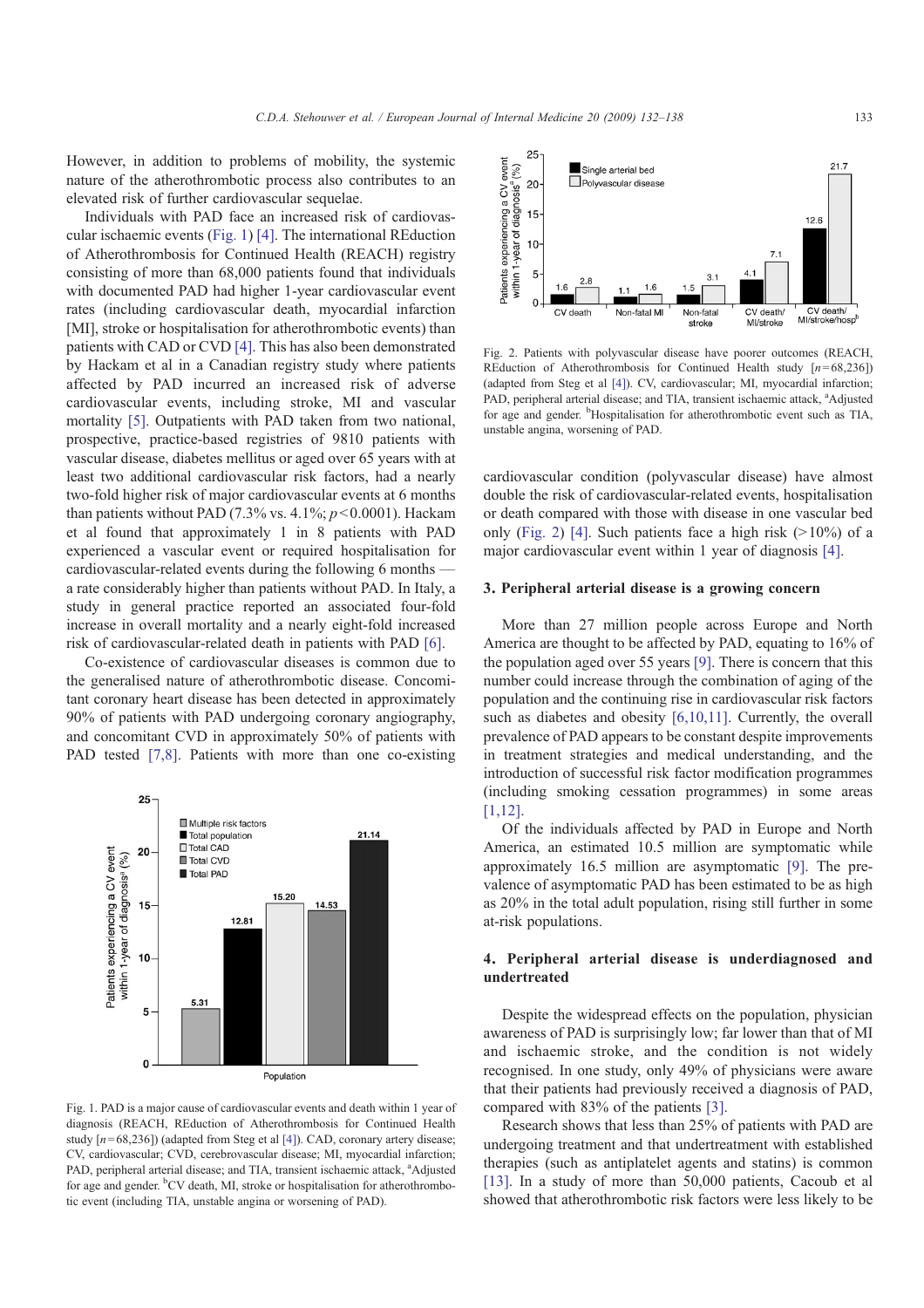However, in addition to problems of mobility, the systemic nature of the atherothrombotic process also contributes to an elevated risk of further cardiovascular sequelae.

Individuals with PAD face an increased risk of cardiovascular ischaemic events (Fig. 1) [4]. The international REduction of Atherothrombosis for Continued Health (REACH) registry consisting of more than 68,000 patients found that individuals with documented PAD had higher 1-year cardiovascular event rates (including cardiovascular death, myocardial infarction [MI], stroke or hospitalisation for atherothrombotic events) than patients with CAD or CVD [4]. This has also been demonstrated by Hackam et al in a Canadian registry study where patients affected by PAD incurred an increased risk of adverse cardiovascular events, including stroke, MI and vascular mortality [5]. Outpatients with PAD taken from two national, prospective, practice-based registries of 9810 patients with vascular disease, diabetes mellitus or aged over 65 years with at least two additional cardiovascular risk factors, had a nearly two-fold higher risk of major cardiovascular events at 6 months than patients without PAD (7.3% vs. 4.1%; $p<0.0001$). Hackam et al found that approximately 1 in 8 patients with PAD experienced a vascular event or required hospitalisation for cardiovascular-related events during the following 6 months — a rate considerably higher than patients without PAD. In Italy, a study in general practice reported an associated four-fold increase in overall mortality and a nearly eight-fold increased risk of cardiovascular-related death in patients with PAD [6].

Co-existence of cardiovascular diseases is common due to the generalised nature of atherothrombotic disease. Concomitant coronary heart disease has been detected in approximately 90% of patients with PAD undergoing coronary angiography, and concomitant CVD in approximately 50% of patients with PAD tested [7,8]. Patients with more than one co-existing cardiovascular condition (polyvascular disease) have almost double the risk of cardiovascular-related events, hospitalisation or death compared with those with disease in one vascular bed only (Fig. 2) [4]. Such patients face a high risk (>10%) of a major cardiovascular event within 1 year of diagnosis [4].

Fig. 1. PAD is a major cause of cardiovascular events and death within 1 year of diagnosis (REACH, REduction of Atherothrombosis for Continued Health study [$n$=68,236]) (adapted from Steg et al [4]). CAD, coronary artery disease; CV, cardiovascular; CVD, cerebrovascular disease; MI, myocardial infarction; PAD, peripheral arterial disease; and TIA, transient ischaemic attack, [a]Adjusted for age and gender. [b]CV death, MI, stroke or hospitalisation for atherothrombotic event (including TIA, unstable angina or worsening of PAD).

Fig. 2. Patients with polyvascular disease have poorer outcomes (REACH, REduction of Atherothrombosis for Continued Health study [$n$=68,236]) (adapted from Steg et al [4]). CV, cardiovascular; MI, myocardial infarction; PAD, peripheral arterial disease; and TIA, transient ischaemic attack, [a]Adjusted for age and gender. [b]Hospitalisation for atherothrombotic event such as TIA, unstable angina, worsening of PAD.

## 3. Peripheral arterial disease is a growing concern

More than 27 million people across Europe and North America are thought to be affected by PAD, equating to 16% of the population aged over 55 years [9]. There is concern that this number could increase through the combination of aging of the population and the continuing rise in cardiovascular risk factors such as diabetes and obesity [6,10,11]. Currently, the overall prevalence of PAD appears to be constant despite improvements in treatment strategies and medical understanding, and the introduction of successful risk factor modification programmes (including smoking cessation programmes) in some areas [1,12].

Of the individuals affected by PAD in Europe and North America, an estimated 10.5 million are symptomatic while approximately 16.5 million are asymptomatic [9]. The prevalence of asymptomatic PAD has been estimated to be as high as 20% in the total adult population, rising still further in some at-risk populations.

## 4. Peripheral arterial disease is underdiagnosed and undertreated

Despite the widespread effects on the population, physician awareness of PAD is surprisingly low; far lower than that of MI and ischaemic stroke, and the condition is not widely recognised. In one study, only 49% of physicians were aware that their patients had previously received a diagnosis of PAD, compared with 83% of the patients [3].

Research shows that less than 25% of patients with PAD are undergoing treatment and that undertreatment with established therapies (such as antiplatelet agents and statins) is common [13]. In a study of more than 50,000 patients, Cacoub et al showed that atherothrombotic risk factors were less likely to be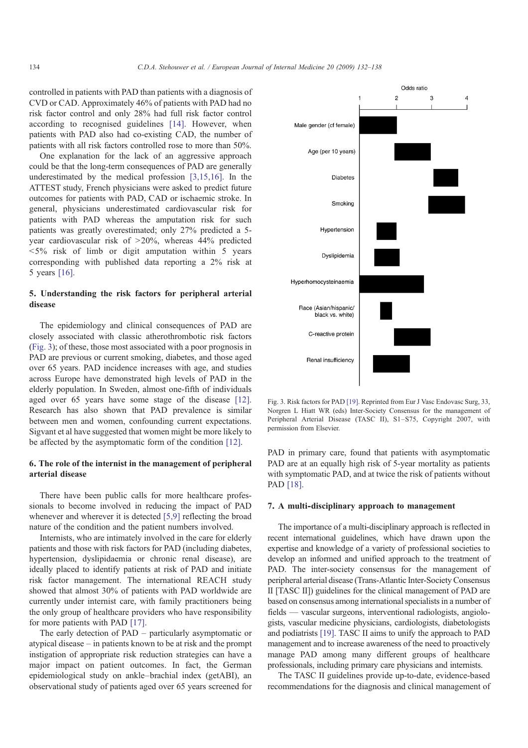controlled in patients with PAD than patients with a diagnosis of CVD or CAD. Approximately 46% of patients with PAD had no risk factor control and only 28% had full risk factor control according to recognised guidelines [14]. However, when patients with PAD also had co-existing CAD, the number of patients with all risk factors controlled rose to more than 50%.

One explanation for the lack of an aggressive approach could be that the long-term consequences of PAD are generally underestimated by the medical profession [3,15,16]. In the ATTEST study, French physicians were asked to predict future outcomes for patients with PAD, CAD or ischaemic stroke. In general, physicians underestimated cardiovascular risk for patients with PAD whereas the amputation risk for such patients was greatly overestimated; only 27% predicted a 5-year cardiovascular risk of >20%, whereas 44% predicted <5% risk of limb or digit amputation within 5 years corresponding with published data reporting a 2% risk at 5 years [16].

## 5. Understanding the risk factors for peripheral arterial disease

The epidemiology and clinical consequences of PAD are closely associated with classic atherothrombotic risk factors (Fig. 3); of these, those most associated with a poor prognosis in PAD are previous or current smoking, diabetes, and those aged over 65 years. PAD incidence increases with age, and studies across Europe have demonstrated high levels of PAD in the elderly population. In Sweden, almost one-fifth of individuals aged over 65 years have some stage of the disease [12]. Research has also shown that PAD prevalence is similar between men and women, confounding current expectations. Sigvant et al have suggested that women might be more likely to be affected by the asymptomatic form of the condition [12].

Fig. 3. Risk factors for PAD [19]. Reprinted from Eur J Vasc Endovasc Surg, 33, Norgren L Hiatt WR (eds) Inter-Society Consensus for the management of Peripheral Arterial Disease (TASC II), S1–S75, Copyright 2007, with permission from Elsevier.

## 6. The role of the internist in the management of peripheral arterial disease

There have been public calls for more healthcare professionals to become involved in reducing the impact of PAD whenever and wherever it is detected [5,9] reflecting the broad nature of the condition and the patient numbers involved.

Internists, who are intimately involved in the care for elderly patients and those with risk factors for PAD (including diabetes, hypertension, dyslipidaemia or chronic renal disease), are ideally placed to identify patients at risk of PAD and initiate risk factor management. The international REACH study showed that almost 30% of patients with PAD worldwide are currently under internist care, with family practitioners being the only group of healthcare providers who have responsibility for more patients with PAD [17].

The early detection of PAD – particularly asymptomatic or atypical disease – in patients known to be at risk and the prompt instigation of appropriate risk reduction strategies can have a major impact on patient outcomes. In fact, the German epidemiological study on ankle–brachial index (getABI), an observational study of patients aged over 65 years screened for PAD in primary care, found that patients with asymptomatic PAD are at an equally high risk of 5-year mortality as patients with symptomatic PAD, and at twice the risk of patients without PAD [18].

## 7. A multi-disciplinary approach to management

The importance of a multi-disciplinary approach is reflected in recent international guidelines, which have drawn upon the expertise and knowledge of a variety of professional societies to develop an informed and unified approach to the treatment of PAD. The inter-society consensus for the management of peripheral arterial disease (Trans-Atlantic Inter-Society Consensus II [TASC II]) guidelines for the clinical management of PAD are based on consensus among international specialists in a number of fields — vascular surgeons, interventional radiologists, angiologists, vascular medicine physicians, cardiologists, diabetologists and podiatrists [19]. TASC II aims to unify the approach to PAD management and to increase awareness of the need to proactively manage PAD among many different groups of healthcare professionals, including primary care physicians and internists.

The TASC II guidelines provide up-to-date, evidence-based recommendations for the diagnosis and clinical management of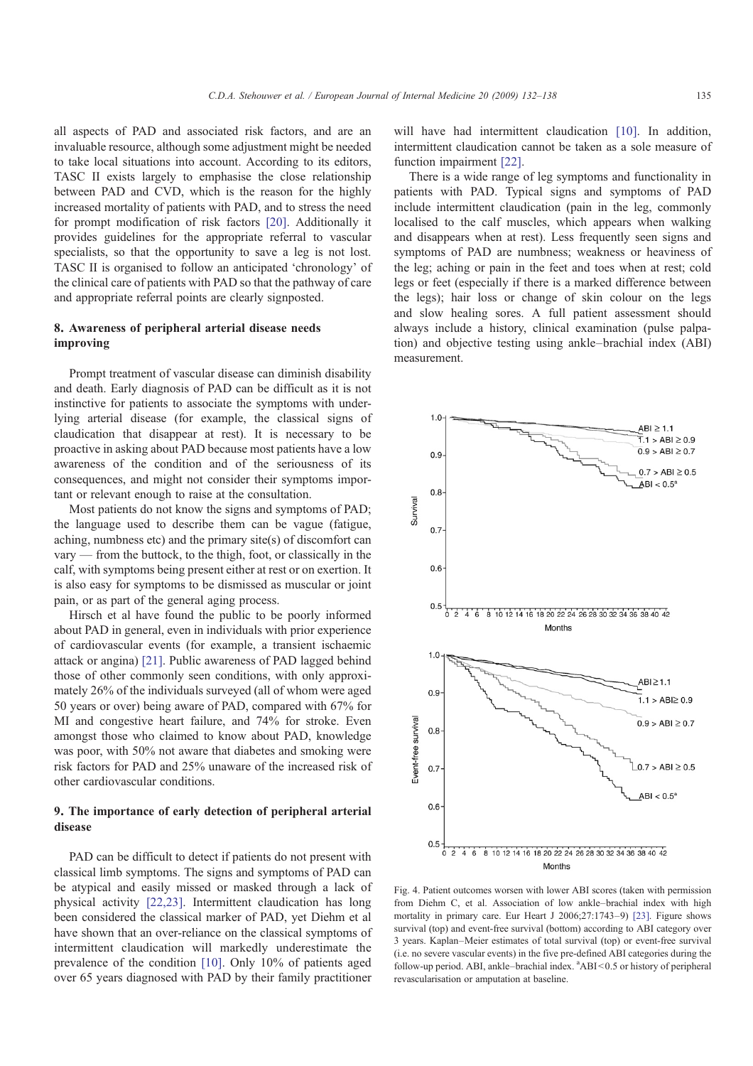all aspects of PAD and associated risk factors, and are an invaluable resource, although some adjustment might be needed to take local situations into account. According to its editors, TASC II exists largely to emphasise the close relationship between PAD and CVD, which is the reason for the highly increased mortality of patients with PAD, and to stress the need for prompt modification of risk factors [20]. Additionally it provides guidelines for the appropriate referral to vascular specialists, so that the opportunity to save a leg is not lost. TASC II is organised to follow an anticipated 'chronology' of the clinical care of patients with PAD so that the pathway of care and appropriate referral points are clearly signposted.

## 8. Awareness of peripheral arterial disease needs improving

Prompt treatment of vascular disease can diminish disability and death. Early diagnosis of PAD can be difficult as it is not instinctive for patients to associate the symptoms with underlying arterial disease (for example, the classical signs of claudication that disappear at rest). It is necessary to be proactive in asking about PAD because most patients have a low awareness of the condition and of the seriousness of its consequences, and might not consider their symptoms important or relevant enough to raise at the consultation.

Most patients do not know the signs and symptoms of PAD; the language used to describe them can be vague (fatigue, aching, numbness etc) and the primary site(s) of discomfort can vary — from the buttock, to the thigh, foot, or classically in the calf, with symptoms being present either at rest or on exertion. It is also easy for symptoms to be dismissed as muscular or joint pain, or as part of the general aging process.

Hirsch et al have found the public to be poorly informed about PAD in general, even in individuals with prior experience of cardiovascular events (for example, a transient ischaemic attack or angina) [21]. Public awareness of PAD lagged behind those of other commonly seen conditions, with only approximately 26% of the individuals surveyed (all of whom were aged 50 years or over) being aware of PAD, compared with 67% for MI and congestive heart failure, and 74% for stroke. Even amongst those who claimed to know about PAD, knowledge was poor, with 50% not aware that diabetes and smoking were risk factors for PAD and 25% unaware of the increased risk of other cardiovascular conditions.

## 9. The importance of early detection of peripheral arterial disease

PAD can be difficult to detect if patients do not present with classical limb symptoms. The signs and symptoms of PAD can be atypical and easily missed or masked through a lack of physical activity [22,23]. Intermittent claudication has long been considered the classical marker of PAD, yet Diehm et al have shown that an over-reliance on the classical symptoms of intermittent claudication will markedly underestimate the prevalence of the condition [10]. Only 10% of patients aged over 65 years diagnosed with PAD by their family practitioner will have had intermittent claudication [10]. In addition, intermittent claudication cannot be taken as a sole measure of function impairment [22].

There is a wide range of leg symptoms and functionality in patients with PAD. Typical signs and symptoms of PAD include intermittent claudication (pain in the leg, commonly localised to the calf muscles, which appears when walking and disappears when at rest). Less frequently seen signs and symptoms of PAD are numbness; weakness or heaviness of the leg; aching or pain in the feet and toes when at rest; cold legs or feet (especially if there is a marked difference between the legs); hair loss or change of skin colour on the legs and slow healing sores. A full patient assessment should always include a history, clinical examination (pulse palpation) and objective testing using ankle–brachial index (ABI) measurement.

Fig. 4. Patient outcomes worsen with lower ABI scores (taken with permission from Diehm C, et al. Association of low ankle–brachial index with high mortality in primary care. Eur Heart J 2006;27:1743–9) [23]. Figure shows survival (top) and event-free survival (bottom) according to ABI category over 3 years. Kaplan–Meier estimates of total survival (top) or event-free survival (i.e. no severe vascular events) in the five pre-defined ABI categories during the follow-up period. ABI, ankle–brachial index. [a]ABI<0.5 or history of peripheral revascularisation or amputation at baseline.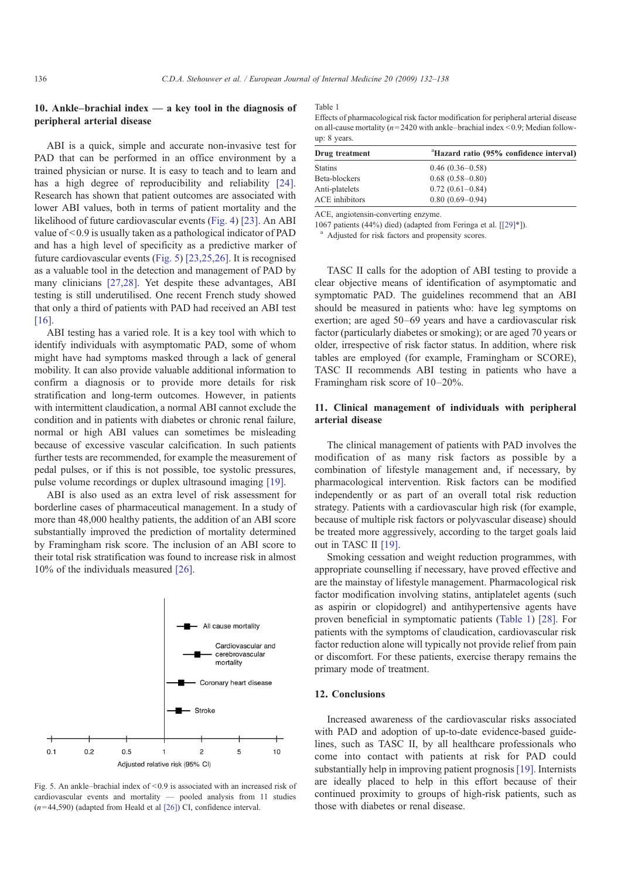## 10. Ankle–brachial index — a key tool in the diagnosis of peripheral arterial disease

ABI is a quick, simple and accurate non-invasive test for PAD that can be performed in an office environment by a trained physician or nurse. It is easy to teach and to learn and has a high degree of reproducibility and reliability [24]. Research has shown that patient outcomes are associated with lower ABI values, both in terms of patient mortality and the likelihood of future cardiovascular events (Fig. 4) [23]. An ABI value of <0.9 is usually taken as a pathological indicator of PAD and has a high level of specificity as a predictive marker of future cardiovascular events (Fig. 5) [23,25,26]. It is recognised as a valuable tool in the detection and management of PAD by many clinicians [27,28]. Yet despite these advantages, ABI testing is still underutilised. One recent French study showed that only a third of patients with PAD had received an ABI test [16].

ABI testing has a varied role. It is a key tool with which to identify individuals with asymptomatic PAD, some of whom might have had symptoms masked through a lack of general mobility. It can also provide valuable additional information to confirm a diagnosis or to provide more details for risk stratification and long-term outcomes. However, in patients with intermittent claudication, a normal ABI cannot exclude the condition and in patients with diabetes or chronic renal failure, normal or high ABI values can sometimes be misleading because of excessive vascular calcification. In such patients further tests are recommended, for example the measurement of pedal pulses, or if this is not possible, toe systolic pressures, pulse volume recordings or duplex ultrasound imaging [19].

ABI is also used as an extra level of risk assessment for borderline cases of pharmaceutical management. In a study of more than 48,000 healthy patients, the addition of an ABI score substantially improved the prediction of mortality determined by Framingham risk score. The inclusion of an ABI score to their total risk stratification was found to increase risk in almost 10% of the individuals measured [26].

Fig. 5. An ankle–brachial index of <0.9 is associated with an increased risk of cardiovascular events and mortality — pooled analysis from 11 studies ($n$=44,590) (adapted from Heald et al [26]) CI, confidence interval.

Table 1
Effects of pharmacological risk factor modification for peripheral arterial disease on all-cause mortality ($n$=2420 with ankle–brachial index <0.9; Median follow-up: 8 years.

| Drug treatment | [a]Hazard ratio (95% confidence interval) |
|---|---|
| Statins | 0.46 (0.36–0.58) |
| Beta-blockers | 0.68 (0.58–0.80) |
| Anti-platelets | 0.72 (0.61–0.84) |
| ACE inhibitors | 0.80 (0.69–0.94) |

ACE, angiotensin-converting enzyme.
1067 patients (44%) died) (adapted from Feringa et al. [[29]*]).
[a] Adjusted for risk factors and propensity scores.

TASC II calls for the adoption of ABI testing to provide a clear objective means of identification of asymptomatic and symptomatic PAD. The guidelines recommend that an ABI should be measured in patients who: have leg symptoms on exertion; are aged 50–69 years and have a cardiovascular risk factor (particularly diabetes or smoking); or are aged 70 years or older, irrespective of risk factor status. In addition, where risk tables are employed (for example, Framingham or SCORE), TASC II recommends ABI testing in patients who have a Framingham risk score of 10–20%.

## 11. Clinical management of individuals with peripheral arterial disease

The clinical management of patients with PAD involves the modification of as many risk factors as possible by a combination of lifestyle management and, if necessary, by pharmacological intervention. Risk factors can be modified independently or as part of an overall total risk reduction strategy. Patients with a cardiovascular high risk (for example, because of multiple risk factors or polyvascular disease) should be treated more aggressively, according to the target goals laid out in TASC II [19].

Smoking cessation and weight reduction programmes, with appropriate counselling if necessary, have proved effective and are the mainstay of lifestyle management. Pharmacological risk factor modification involving statins, antiplatelet agents (such as aspirin or clopidogrel) and antihypertensive agents have proven beneficial in symptomatic patients (Table 1) [28]. For patients with the symptoms of claudication, cardiovascular risk factor reduction alone will typically not provide relief from pain or discomfort. For these patients, exercise therapy remains the primary mode of treatment.

## 12. Conclusions

Increased awareness of the cardiovascular risks associated with PAD and adoption of up-to-date evidence-based guidelines, such as TASC II, by all healthcare professionals who come into contact with patients at risk for PAD could substantially help in improving patient prognosis [19]. Internists are ideally placed to help in this effort because of their continued proximity to groups of high-risk patients, such as those with diabetes or renal disease.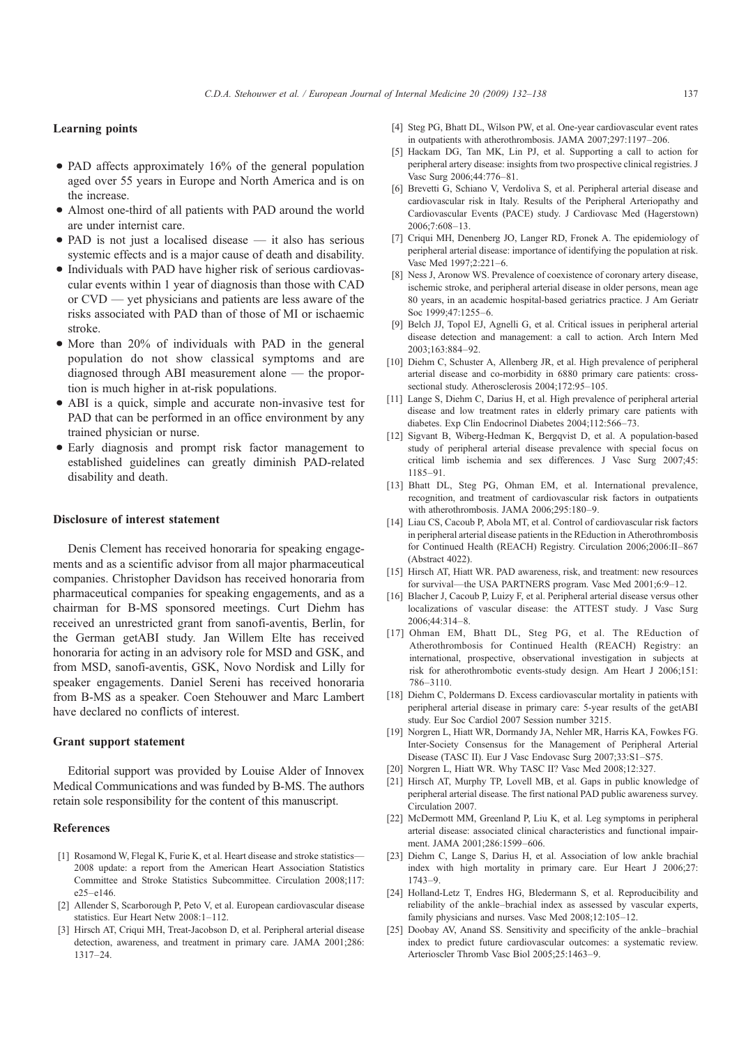## Learning points

- PAD affects approximately 16% of the general population aged over 55 years in Europe and North America and is on the increase.
- Almost one-third of all patients with PAD around the world are under internist care.
- PAD is not just a localised disease — it also has serious systemic effects and is a major cause of death and disability.
- Individuals with PAD have higher risk of serious cardiovascular events within 1 year of diagnosis than those with CAD or CVD — yet physicians and patients are less aware of the risks associated with PAD than of those of MI or ischaemic stroke.
- More than 20% of individuals with PAD in the general population do not show classical symptoms and are diagnosed through ABI measurement alone — the proportion is much higher in at-risk populations.
- ABI is a quick, simple and accurate non-invasive test for PAD that can be performed in an office environment by any trained physician or nurse.
- Early diagnosis and prompt risk factor management to established guidelines can greatly diminish PAD-related disability and death.

## Disclosure of interest statement

Denis Clement has received honoraria for speaking engagements and as a scientific advisor from all major pharmaceutical companies. Christopher Davidson has received honoraria from pharmaceutical companies for speaking engagements, and as a chairman for B-MS sponsored meetings. Curt Diehm has received an unrestricted grant from sanofi-aventis, Berlin, for the German getABI study. Jan Willem Elte has received honoraria for acting in an advisory role for MSD and GSK, and from MSD, sanofi-aventis, GSK, Novo Nordisk and Lilly for speaker engagements. Daniel Sereni has received honoraria from B-MS as a speaker. Coen Stehouwer and Marc Lambert have declared no conflicts of interest.

## Grant support statement

Editorial support was provided by Louise Alder of Innovex Medical Communications and was funded by B-MS. The authors retain sole responsibility for the content of this manuscript.

## References

[1] Rosamond W, Flegal K, Furie K, et al. Heart disease and stroke statistics—2008 update: a report from the American Heart Association Statistics Committee and Stroke Statistics Subcommittee. Circulation 2008;117:e25–e146.

[2] Allender S, Scarborough P, Peto V, et al. European cardiovascular disease statistics. Eur Heart Netw 2008:1–112.

[3] Hirsch AT, Criqui MH, Treat-Jacobson D, et al. Peripheral arterial disease detection, awareness, and treatment in primary care. JAMA 2001;286:1317–24.

[4] Steg PG, Bhatt DL, Wilson PW, et al. One-year cardiovascular event rates in outpatients with atherothrombosis. JAMA 2007;297:1197–206.

[5] Hackam DG, Tan MK, Lin PJ, et al. Supporting a call to action for peripheral artery disease: insights from two prospective clinical registries. J Vasc Surg 2006;44:776–81.

[6] Brevetti G, Schiano V, Verdoliva S, et al. Peripheral arterial disease and cardiovascular risk in Italy. Results of the Peripheral Arteriopathy and Cardiovascular Events (PACE) study. J Cardiovasc Med (Hagerstown) 2006;7:608–13.

[7] Criqui MH, Denenberg JO, Langer RD, Fronek A. The epidemiology of peripheral arterial disease: importance of identifying the population at risk. Vasc Med 1997;2:221–6.

[8] Ness J, Aronow WS. Prevalence of coexistence of coronary artery disease, ischemic stroke, and peripheral arterial disease in older persons, mean age 80 years, in an academic hospital-based geriatrics practice. J Am Geriatr Soc 1999;47:1255–6.

[9] Belch JJ, Topol EJ, Agnelli G, et al. Critical issues in peripheral arterial disease detection and management: a call to action. Arch Intern Med 2003;163:884–92.

[10] Diehm C, Schuster A, Allenberg JR, et al. High prevalence of peripheral arterial disease and co-morbidity in 6880 primary care patients: cross-sectional study. Atherosclerosis 2004;172:95–105.

[11] Lange S, Diehm C, Darius H, et al. High prevalence of peripheral arterial disease and low treatment rates in elderly primary care patients with diabetes. Exp Clin Endocrinol Diabetes 2004;112:566–73.

[12] Sigvant B, Wiberg-Hedman K, Bergqvist D, et al. A population-based study of peripheral arterial disease prevalence with special focus on critical limb ischemia and sex differences. J Vasc Surg 2007;45:1185–91.

[13] Bhatt DL, Steg PG, Ohman EM, et al. International prevalence, recognition, and treatment of cardiovascular risk factors in outpatients with atherothrombosis. JAMA 2006;295:180–9.

[14] Liau CS, Cacoub P, Abola MT, et al. Control of cardiovascular risk factors in peripheral arterial disease patients in the REduction in Atherothrombosis for Continued Health (REACH) Registry. Circulation 2006;2006:II–867 (Abstract 4022).

[15] Hirsch AT, Hiatt WR. PAD awareness, risk, and treatment: new resources for survival—the USA PARTNERS program. Vasc Med 2001;6:9–12.

[16] Blacher J, Cacoub P, Luizy F, et al. Peripheral arterial disease versus other localizations of vascular disease: the ATTEST study. J Vasc Surg 2006;44:314–8.

[17] Ohman EM, Bhatt DL, Steg PG, et al. The REduction of Atherothrombosis for Continued Health (REACH) Registry: an international, prospective, observational investigation in subjects at risk for atherothrombotic events-study design. Am Heart J 2006;151:786–3110.

[18] Diehm C, Poldermans D. Excess cardiovascular mortality in patients with peripheral arterial disease in primary care: 5-year results of the getABI study. Eur Soc Cardiol 2007 Session number 3215.

[19] Norgren L, Hiatt WR, Dormandy JA, Nehler MR, Harris KA, Fowkes FG. Inter-Society Consensus for the Management of Peripheral Arterial Disease (TASC II). Eur J Vasc Endovasc Surg 2007;33:S1–S75.

[20] Norgren L, Hiatt WR. Why TASC II? Vasc Med 2008;12:327.

[21] Hirsch AT, Murphy TP, Lovell MB, et al. Gaps in public knowledge of peripheral arterial disease. The first national PAD public awareness survey. Circulation 2007.

[22] McDermott MM, Greenland P, Liu K, et al. Leg symptoms in peripheral arterial disease: associated clinical characteristics and functional impairment. JAMA 2001;286:1599–606.

[23] Diehm C, Lange S, Darius H, et al. Association of low ankle brachial index with high mortality in primary care. Eur Heart J 2006;27:1743–9.

[24] Holland-Letz T, Endres HG, Bledermann S, et al. Reproducibility and reliability of the ankle–brachial index as assessed by vascular experts, family physicians and nurses. Vasc Med 2008;12:105–12.

[25] Doobay AV, Anand SS. Sensitivity and specificity of the ankle–brachial index to predict future cardiovascular outcomes: a systematic review. Arterioscler Thromb Vasc Biol 2005;25:1463–9.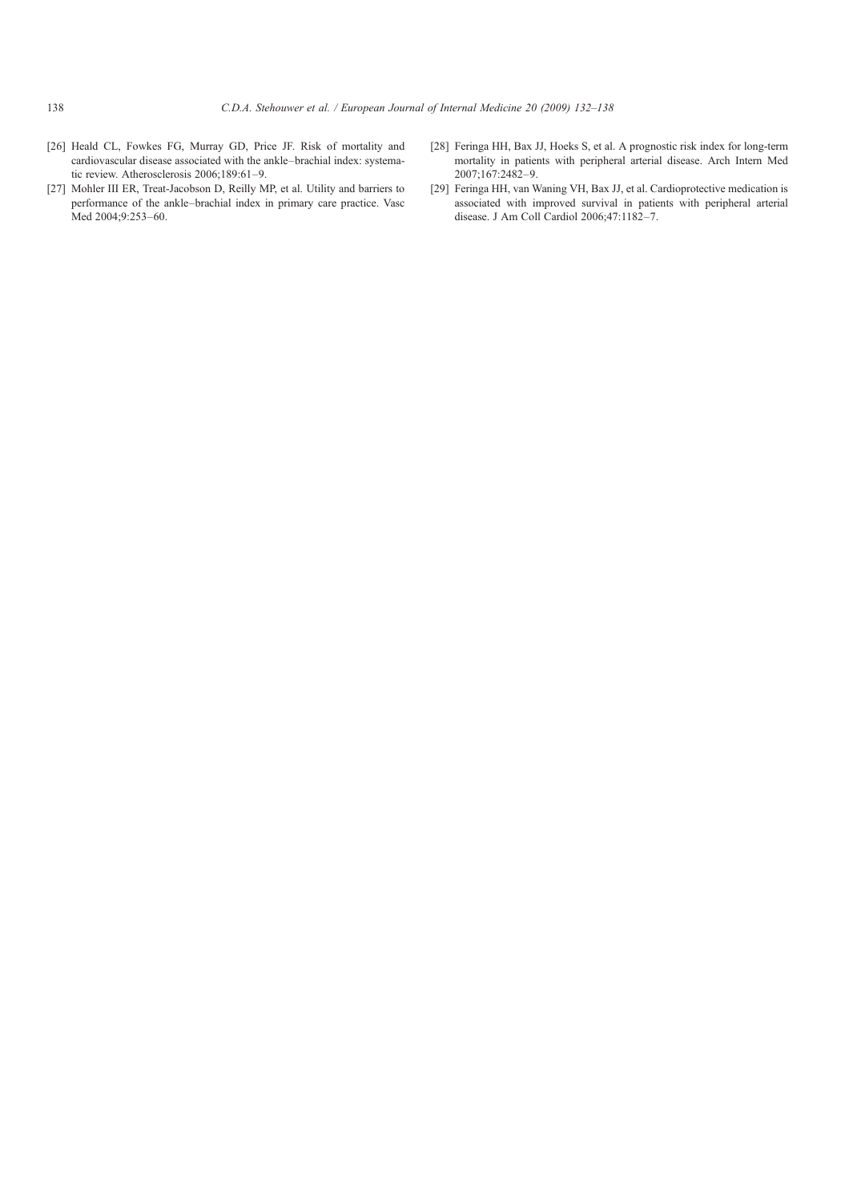[26] Heald CL, Fowkes FG, Murray GD, Price JF. Risk of mortality and cardiovascular disease associated with the ankle–brachial index: systematic review. Atherosclerosis 2006;189:61–9.

[27] Mohler III ER, Treat-Jacobson D, Reilly MP, et al. Utility and barriers to performance of the ankle–brachial index in primary care practice. Vasc Med 2004;9:253–60.

[28] Feringa HH, Bax JJ, Hoeks S, et al. A prognostic risk index for long-term mortality in patients with peripheral arterial disease. Arch Intern Med 2007;167:2482–9.

[29] Feringa HH, van Waning VH, Bax JJ, et al. Cardioprotective medication is associated with improved survival in patients with peripheral arterial disease. J Am Coll Cardiol 2006;47:1182–7.